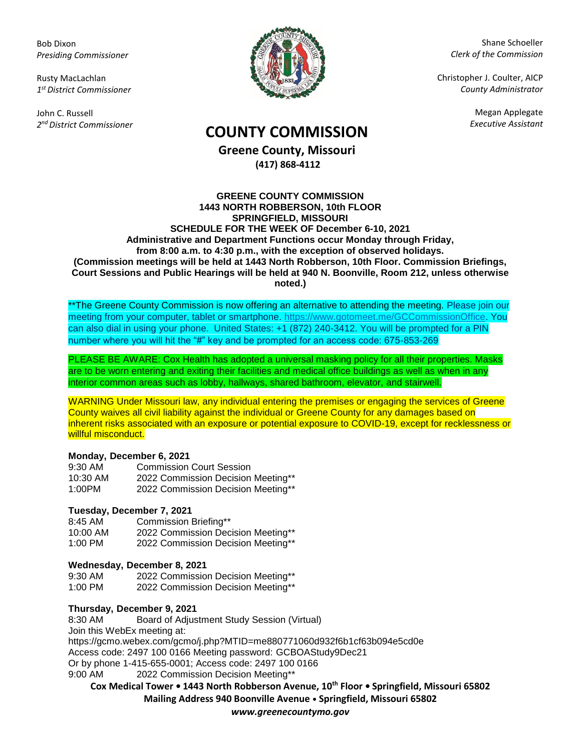Bob Dixon
*Presiding Commissioner*

Rusty MacLachlan
*1st District Commissioner*

John C. Russell
*2nd District Commissioner*

Shane Schoeller
*Clerk of the Commission*

Christopher J. Coulter, AICP
*County Administrator*

Megan Applegate
*Executive Assistant*

# COUNTY COMMISSION

## Greene County, Missouri

**(417) 868-4112**

**GREENE COUNTY COMMISSION**
**1443 NORTH ROBBERSON, 10th FLOOR**
**SPRINGFIELD, MISSOURI**
**SCHEDULE FOR THE WEEK OF December 6-10, 2021**
**Administrative and Department Functions occur Monday through Friday, from 8:00 a.m. to 4:30 p.m., with the exception of observed holidays.**
**(Commission meetings will be held at 1443 North Robberson, 10th Floor. Commission Briefings, Court Sessions and Public Hearings will be held at 940 N. Boonville, Room 212, unless otherwise noted.)**

**The Greene County Commission is now offering an alternative to attending the meeting. Please join our meeting from your computer, tablet or smartphone. https://www.gotomeet.me/GCCommissionOffice. You can also dial in using your phone. United States: +1 (872) 240-3412. You will be prompted for a PIN number where you will hit the "#" key and be prompted for an access code: 675-853-269

PLEASE BE AWARE: Cox Health has adopted a universal masking policy for all their properties. Masks are to be worn entering and exiting their facilities and medical office buildings as well as when in any interior common areas such as lobby, hallways, shared bathroom, elevator, and stairwell.

WARNING Under Missouri law, any individual entering the premises or engaging the services of Greene County waives all civil liability against the individual or Greene County for any damages based on inherent risks associated with an exposure or potential exposure to COVID-19, except for recklessness or willful misconduct.

**Monday, December 6, 2021**

| | |
|---|---|
| 9:30 AM | Commission Court Session |
| 10:30 AM | 2022 Commission Decision Meeting** |
| 1:00PM | 2022 Commission Decision Meeting** |

**Tuesday, December 7, 2021**

| | |
|---|---|
| 8:45 AM | Commission Briefing** |
| 10:00 AM | 2022 Commission Decision Meeting** |
| 1:00 PM | 2022 Commission Decision Meeting** |

**Wednesday, December 8, 2021**

| | |
|---|---|
| 9:30 AM | 2022 Commission Decision Meeting** |
| 1:00 PM | 2022 Commission Decision Meeting** |

**Thursday, December 9, 2021**

8:30 AM Board of Adjustment Study Session (Virtual)
Join this WebEx meeting at:
https://gcmo.webex.com/gcmo/j.php?MTID=me880771060d932f6b1cf63b094e5cd0e
Access code: 2497 100 0166 Meeting password: GCBOAStudy9Dec21
Or by phone 1-415-655-0001; Access code: 2497 100 0166
9:00 AM 2022 Commission Decision Meeting**

**Cox Medical Tower • 1443 North Robberson Avenue, 10th Floor • Springfield, Missouri 65802**
**Mailing Address 940 Boonville Avenue • Springfield, Missouri 65802**
***www.greenecountymo.gov***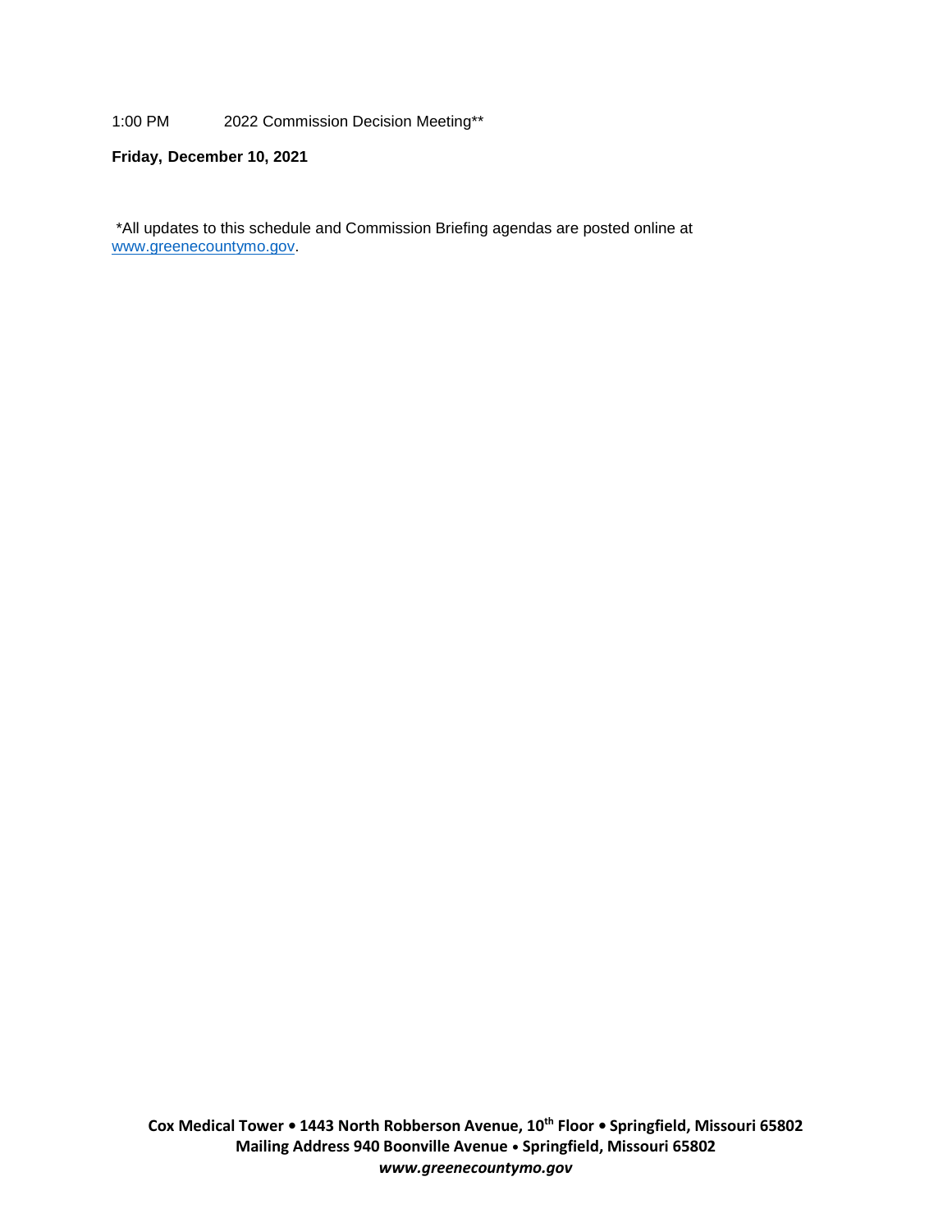1:00 PM 2022 Commission Decision Meeting**

**Friday, December 10, 2021**

*All updates to this schedule and Commission Briefing agendas are posted online at [www.greenecountymo.gov](http://www.greenecountymo.gov).